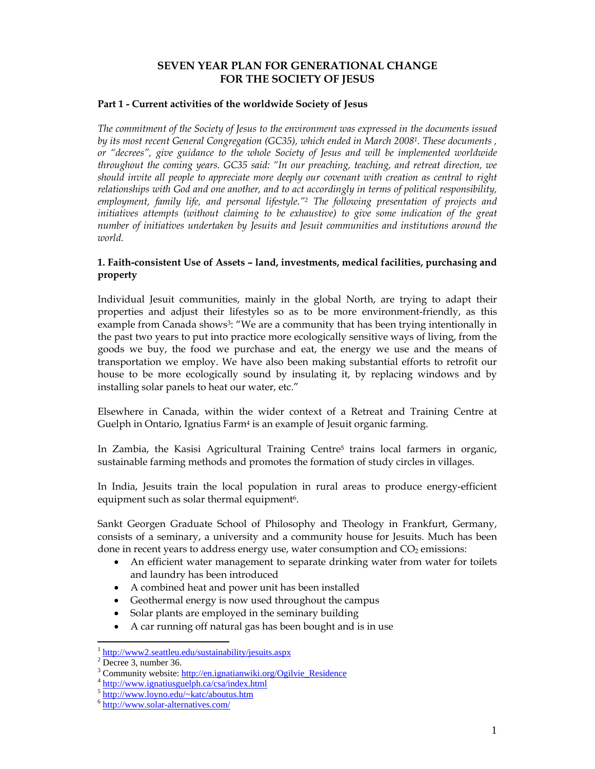# SEVEN YEAR PLAN FOR GENERATIONAL CHANGE FOR THE SOCIETY OF JESUS

## Part 1 - Current activities of the worldwide Society of Jesus

*The commitment of the Society of Jesus to the environment was expressed in the documents issued by its most recent General Congregation (GC35), which ended in March 2008[1]. These documents , or "decrees", give guidance to the whole Society of Jesus and will be implemented worldwide throughout the coming years. GC35 said: "In our preaching, teaching, and retreat direction, we should invite all people to appreciate more deeply our covenant with creation as central to right relationships with God and one another, and to act accordingly in terms of political responsibility, employment, family life, and personal lifestyle."[2] The following presentation of projects and initiatives attempts (without claiming to be exhaustive) to give some indication of the great number of initiatives undertaken by Jesuits and Jesuit communities and institutions around the world.*

### 1. Faith-consistent Use of Assets – land, investments, medical facilities, purchasing and property

Individual Jesuit communities, mainly in the global North, are trying to adapt their properties and adjust their lifestyles so as to be more environment-friendly, as this example from Canada shows[3]: "We are a community that has been trying intentionally in the past two years to put into practice more ecologically sensitive ways of living, from the goods we buy, the food we purchase and eat, the energy we use and the means of transportation we employ. We have also been making substantial efforts to retrofit our house to be more ecologically sound by insulating it, by replacing windows and by installing solar panels to heat our water, etc."

Elsewhere in Canada, within the wider context of a Retreat and Training Centre at Guelph in Ontario, Ignatius Farm[4] is an example of Jesuit organic farming.

In Zambia, the Kasisi Agricultural Training Centre[5] trains local farmers in organic, sustainable farming methods and promotes the formation of study circles in villages.

In India, Jesuits train the local population in rural areas to produce energy-efficient equipment such as solar thermal equipment[6].

Sankt Georgen Graduate School of Philosophy and Theology in Frankfurt, Germany, consists of a seminary, a university and a community house for Jesuits. Much has been done in recent years to address energy use, water consumption and $CO_2$ emissions:

- An efficient water management to separate drinking water from water for toilets and laundry has been introduced
- A combined heat and power unit has been installed
- Geothermal energy is now used throughout the campus
- Solar plants are employed in the seminary building
- A car running off natural gas has been bought and is in use

---

[1] http://www2.seattleu.edu/sustainability/jesuits.aspx
[2] Decree 3, number 36.
[3] Community website: http://en.ignatianwiki.org/Ogilvie_Residence
[4] http://www.ignatiusguelph.ca/csa/index.html
[5] http://www.loyno.edu/~katc/aboutus.htm
[6] http://www.solar-alternatives.com/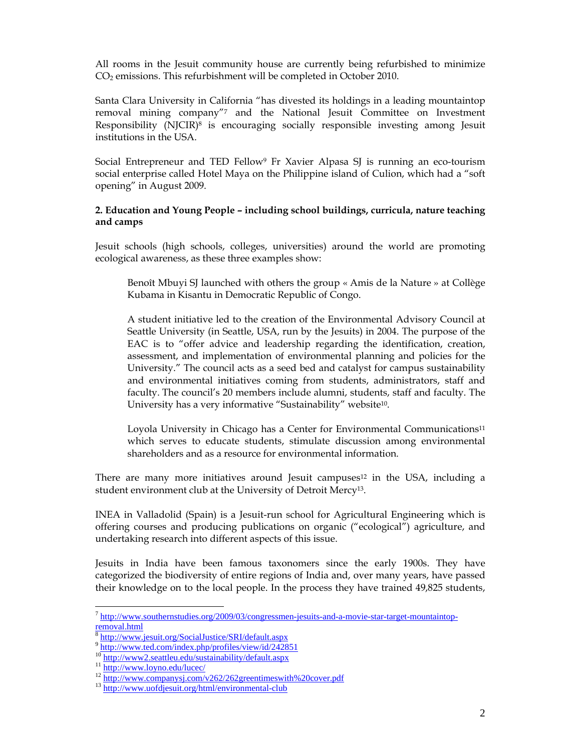All rooms in the Jesuit community house are currently being refurbished to minimize $CO_2$ emissions. This refurbishment will be completed in October 2010.

Santa Clara University in California "has divested its holdings in a leading mountaintop removal mining company"[7] and the National Jesuit Committee on Investment Responsibility (NJCIR)[8] is encouraging socially responsible investing among Jesuit institutions in the USA.

Social Entrepreneur and TED Fellow[9] Fr Xavier Alpasa SJ is running an eco-tourism social enterprise called Hotel Maya on the Philippine island of Culion, which had a "soft opening" in August 2009.

**2. Education and Young People – including school buildings, curricula, nature teaching and camps**

Jesuit schools (high schools, colleges, universities) around the world are promoting ecological awareness, as these three examples show:

> Benoît Mbuyi SJ launched with others the group « Amis de la Nature » at Collège Kubama in Kisantu in Democratic Republic of Congo.
>
> A student initiative led to the creation of the Environmental Advisory Council at Seattle University (in Seattle, USA, run by the Jesuits) in 2004. The purpose of the EAC is to "offer advice and leadership regarding the identification, creation, assessment, and implementation of environmental planning and policies for the University." The council acts as a seed bed and catalyst for campus sustainability and environmental initiatives coming from students, administrators, staff and faculty. The council's 20 members include alumni, students, staff and faculty. The University has a very informative "Sustainability" website[10].
>
> Loyola University in Chicago has a Center for Environmental Communications[11] which serves to educate students, stimulate discussion among environmental shareholders and as a resource for environmental information.

There are many more initiatives around Jesuit campuses[12] in the USA, including a student environment club at the University of Detroit Mercy[13].

INEA in Valladolid (Spain) is a Jesuit-run school for Agricultural Engineering which is offering courses and producing publications on organic ("ecological") agriculture, and undertaking research into different aspects of this issue.

Jesuits in India have been famous taxonomers since the early 1900s. They have categorized the biodiversity of entire regions of India and, over many years, have passed their knowledge on to the local people. In the process they have trained 49,825 students,

---

[7] http://www.southernstudies.org/2009/03/congressmen-jesuits-and-a-movie-star-target-mountaintop-removal.html

[8] http://www.jesuit.org/SocialJustice/SRI/default.aspx

[9] http://www.ted.com/index.php/profiles/view/id/242851

[10] http://www2.seattleu.edu/sustainability/default.aspx

[11] http://www.loyno.edu/lucec/

[12] http://www.companysj.com/v262/262greentimeswith%20cover.pdf

[13] http://www.uofdjesuit.org/html/environmental-club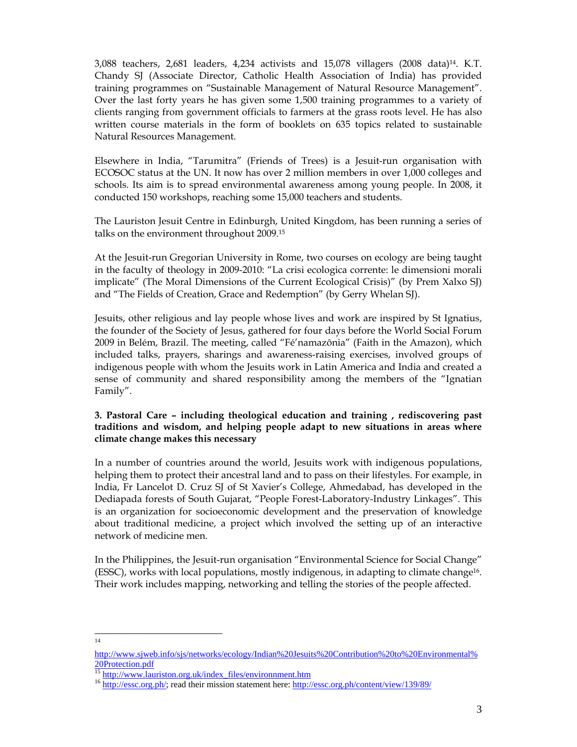3,088 teachers, 2,681 leaders, 4,234 activists and 15,078 villagers (2008 data)[14]. K.T. Chandy SJ (Associate Director, Catholic Health Association of India) has provided training programmes on "Sustainable Management of Natural Resource Management". Over the last forty years he has given some 1,500 training programmes to a variety of clients ranging from government officials to farmers at the grass roots level. He has also written course materials in the form of booklets on 635 topics related to sustainable Natural Resources Management.

Elsewhere in India, "Tarumitra" (Friends of Trees) is a Jesuit-run organisation with ECOSOC status at the UN. It now has over 2 million members in over 1,000 colleges and schools. Its aim is to spread environmental awareness among young people. In 2008, it conducted 150 workshops, reaching some 15,000 teachers and students.

The Lauriston Jesuit Centre in Edinburgh, United Kingdom, has been running a series of talks on the environment throughout 2009.[15]

At the Jesuit-run Gregorian University in Rome, two courses on ecology are being taught in the faculty of theology in 2009-2010: "La crisi ecologica corrente: le dimensioni morali implicate" (The Moral Dimensions of the Current Ecological Crisis)" (by Prem Xalxo SJ) and "The Fields of Creation, Grace and Redemption" (by Gerry Whelan SJ).

Jesuits, other religious and lay people whose lives and work are inspired by St Ignatius, the founder of the Society of Jesus, gathered for four days before the World Social Forum 2009 in Belém, Brazil. The meeting, called "Fé'namazônia" (Faith in the Amazon), which included talks, prayers, sharings and awareness-raising exercises, involved groups of indigenous people with whom the Jesuits work in Latin America and India and created a sense of community and shared responsibility among the members of the "Ignatian Family".

### 3. Pastoral Care – including theological education and training , rediscovering past traditions and wisdom, and helping people adapt to new situations in areas where climate change makes this necessary

In a number of countries around the world, Jesuits work with indigenous populations, helping them to protect their ancestral land and to pass on their lifestyles. For example, in India, Fr Lancelot D. Cruz SJ of St Xavier's College, Ahmedabad, has developed in the Dediapada forests of South Gujarat, "People Forest-Laboratory-Industry Linkages". This is an organization for socioeconomic development and the preservation of knowledge about traditional medicine, a project which involved the setting up of an interactive network of medicine men.

In the Philippines, the Jesuit-run organisation "Environmental Science for Social Change" (ESSC), works with local populations, mostly indigenous, in adapting to climate change[16]. Their work includes mapping, networking and telling the stories of the people affected.

---

[14] http://www.sjweb.info/sjs/networks/ecology/Indian%20Jesuits%20Contribution%20to%20Environmental%20Protection.pdf

[15] http://www.lauriston.org.uk/index_files/environnment.htm

[16] http://essc.org.ph/; read their mission statement here: http://essc.org.ph/content/view/139/89/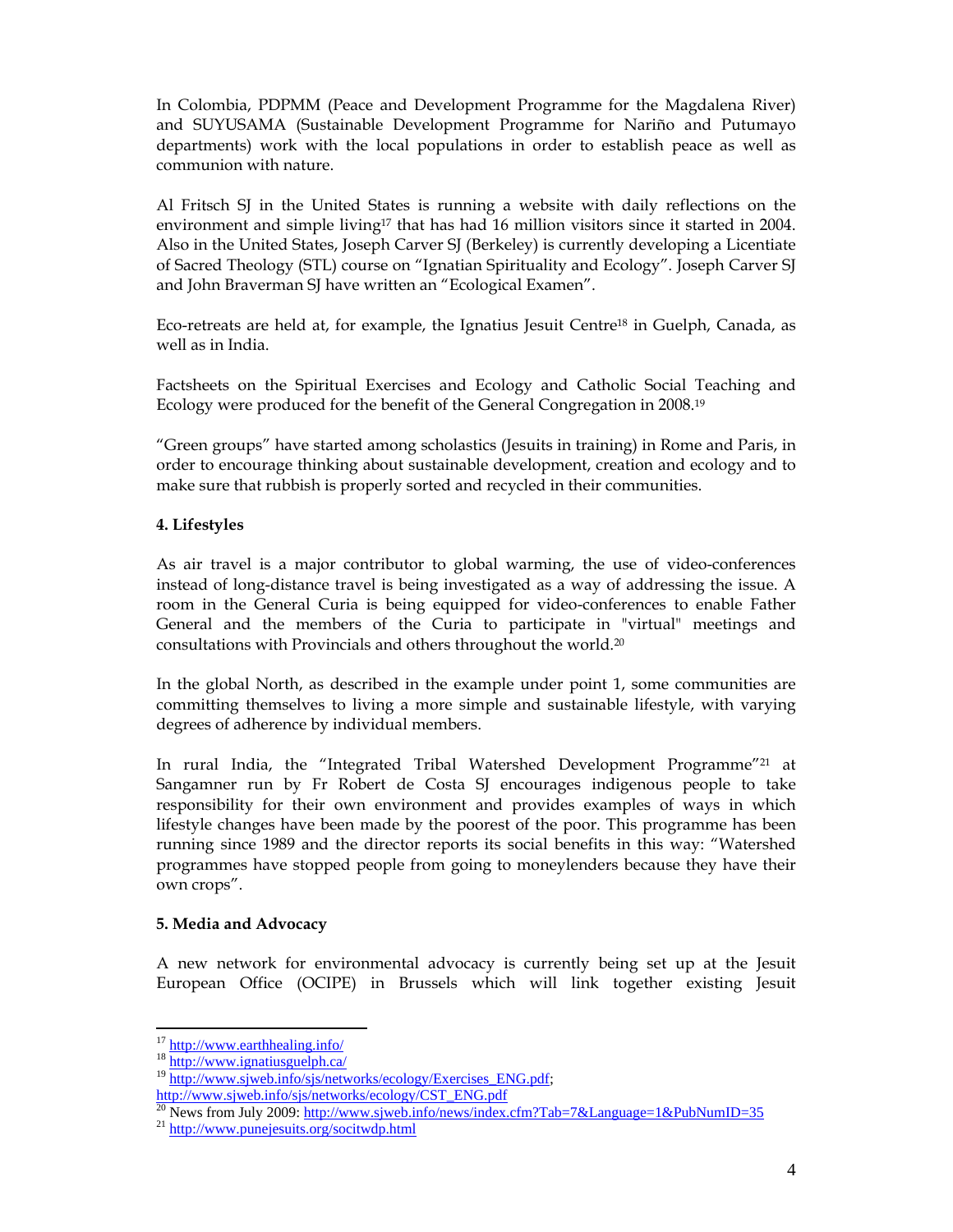In Colombia, PDPMM (Peace and Development Programme for the Magdalena River) and SUYUSAMA (Sustainable Development Programme for Nariño and Putumayo departments) work with the local populations in order to establish peace as well as communion with nature.

Al Fritsch SJ in the United States is running a website with daily reflections on the environment and simple living[17] that has had 16 million visitors since it started in 2004. Also in the United States, Joseph Carver SJ (Berkeley) is currently developing a Licentiate of Sacred Theology (STL) course on "Ignatian Spirituality and Ecology". Joseph Carver SJ and John Braverman SJ have written an "Ecological Examen".

Eco-retreats are held at, for example, the Ignatius Jesuit Centre[18] in Guelph, Canada, as well as in India.

Factsheets on the Spiritual Exercises and Ecology and Catholic Social Teaching and Ecology were produced for the benefit of the General Congregation in 2008.[19]

"Green groups" have started among scholastics (Jesuits in training) in Rome and Paris, in order to encourage thinking about sustainable development, creation and ecology and to make sure that rubbish is properly sorted and recycled in their communities.

**4. Lifestyles**

As air travel is a major contributor to global warming, the use of video-conferences instead of long-distance travel is being investigated as a way of addressing the issue. A room in the General Curia is being equipped for video-conferences to enable Father General and the members of the Curia to participate in "virtual" meetings and consultations with Provincials and others throughout the world.[20]

In the global North, as described in the example under point 1, some communities are committing themselves to living a more simple and sustainable lifestyle, with varying degrees of adherence by individual members.

In rural India, the "Integrated Tribal Watershed Development Programme"[21] at Sangamner run by Fr Robert de Costa SJ encourages indigenous people to take responsibility for their own environment and provides examples of ways in which lifestyle changes have been made by the poorest of the poor. This programme has been running since 1989 and the director reports its social benefits in this way: "Watershed programmes have stopped people from going to moneylenders because they have their own crops".

**5. Media and Advocacy**

A new network for environmental advocacy is currently being set up at the Jesuit European Office (OCIPE) in Brussels which will link together existing Jesuit

---

[17] http://www.earthhealing.info/
[18] http://www.ignatiusguelph.ca/
[19] http://www.sjweb.info/sjs/networks/ecology/Exercises_ENG.pdf; http://www.sjweb.info/sjs/networks/ecology/CST_ENG.pdf
[20] News from July 2009: http://www.sjweb.info/news/index.cfm?Tab=7&Language=1&PubNumID=35
[21] http://www.punejesuits.org/socitwdp.html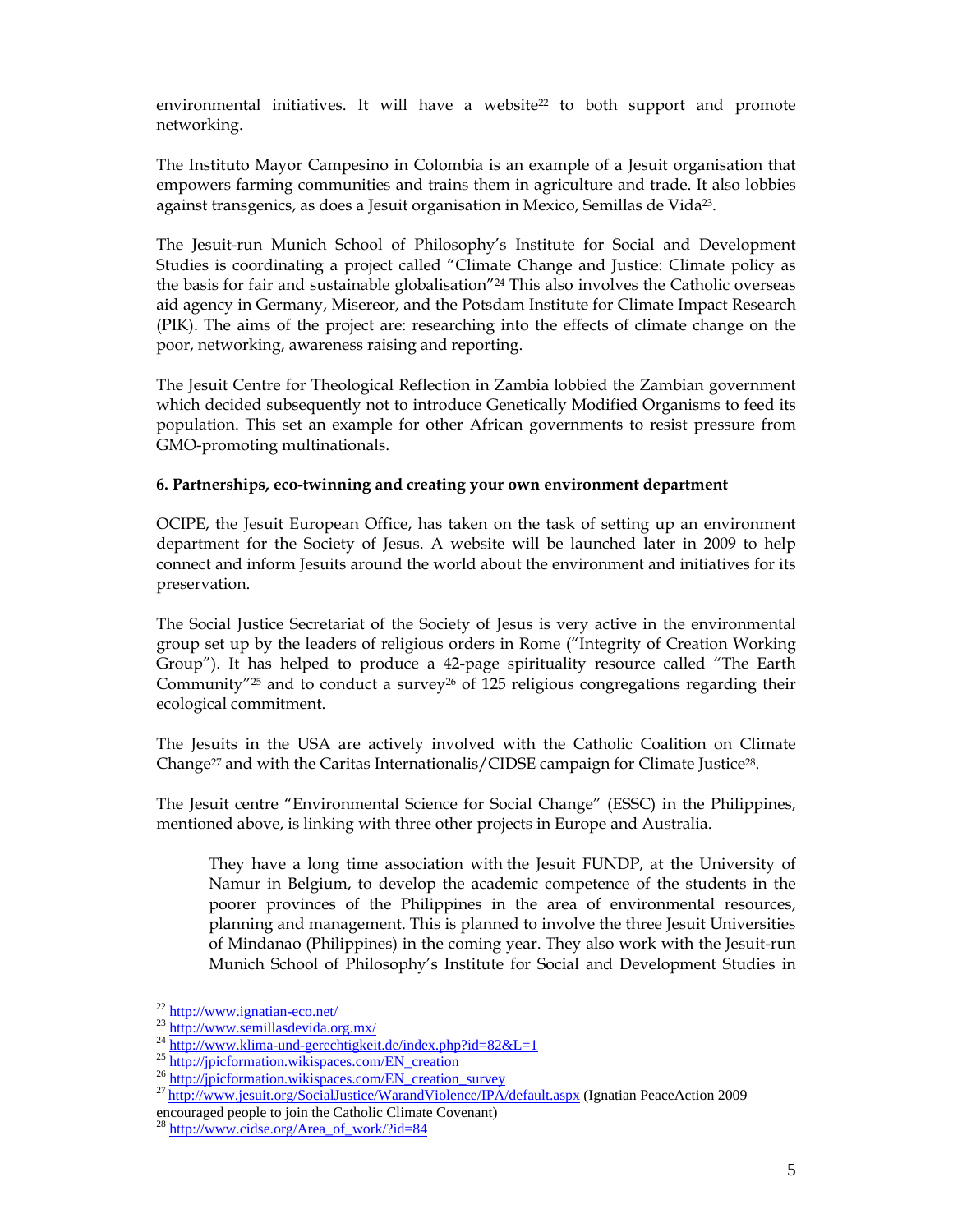environmental initiatives. It will have a website[22] to both support and promote networking.

The Instituto Mayor Campesino in Colombia is an example of a Jesuit organisation that empowers farming communities and trains them in agriculture and trade. It also lobbies against transgenics, as does a Jesuit organisation in Mexico, Semillas de Vida[23].

The Jesuit-run Munich School of Philosophy's Institute for Social and Development Studies is coordinating a project called "Climate Change and Justice: Climate policy as the basis for fair and sustainable globalisation"[24] This also involves the Catholic overseas aid agency in Germany, Misereor, and the Potsdam Institute for Climate Impact Research (PIK). The aims of the project are: researching into the effects of climate change on the poor, networking, awareness raising and reporting.

The Jesuit Centre for Theological Reflection in Zambia lobbied the Zambian government which decided subsequently not to introduce Genetically Modified Organisms to feed its population. This set an example for other African governments to resist pressure from GMO-promoting multinationals.

**6. Partnerships, eco-twinning and creating your own environment department**

OCIPE, the Jesuit European Office, has taken on the task of setting up an environment department for the Society of Jesus. A website will be launched later in 2009 to help connect and inform Jesuits around the world about the environment and initiatives for its preservation.

The Social Justice Secretariat of the Society of Jesus is very active in the environmental group set up by the leaders of religious orders in Rome ("Integrity of Creation Working Group"). It has helped to produce a 42-page spirituality resource called "The Earth Community"[25] and to conduct a survey[26] of 125 religious congregations regarding their ecological commitment.

The Jesuits in the USA are actively involved with the Catholic Coalition on Climate Change[27] and with the Caritas Internationalis/CIDSE campaign for Climate Justice[28].

The Jesuit centre "Environmental Science for Social Change" (ESSC) in the Philippines, mentioned above, is linking with three other projects in Europe and Australia.

> They have a long time association with the Jesuit FUNDP, at the University of Namur in Belgium, to develop the academic competence of the students in the poorer provinces of the Philippines in the area of environmental resources, planning and management. This is planned to involve the three Jesuit Universities of Mindanao (Philippines) in the coming year. They also work with the Jesuit-run Munich School of Philosophy's Institute for Social and Development Studies in

---

[22] http://www.ignatian-eco.net/

[23] http://www.semillasdevida.org.mx/

[24] http://www.klima-und-gerechtigkeit.de/index.php?id=82&L=1

[25] http://jpicformation.wikispaces.com/EN_creation

[26] http://jpicformation.wikispaces.com/EN_creation_survey

[27] http://www.jesuit.org/SocialJustice/WarandViolence/IPA/default.aspx (Ignatian PeaceAction 2009 encouraged people to join the Catholic Climate Covenant)

[28] http://www.cidse.org/Area_of_work/?id=84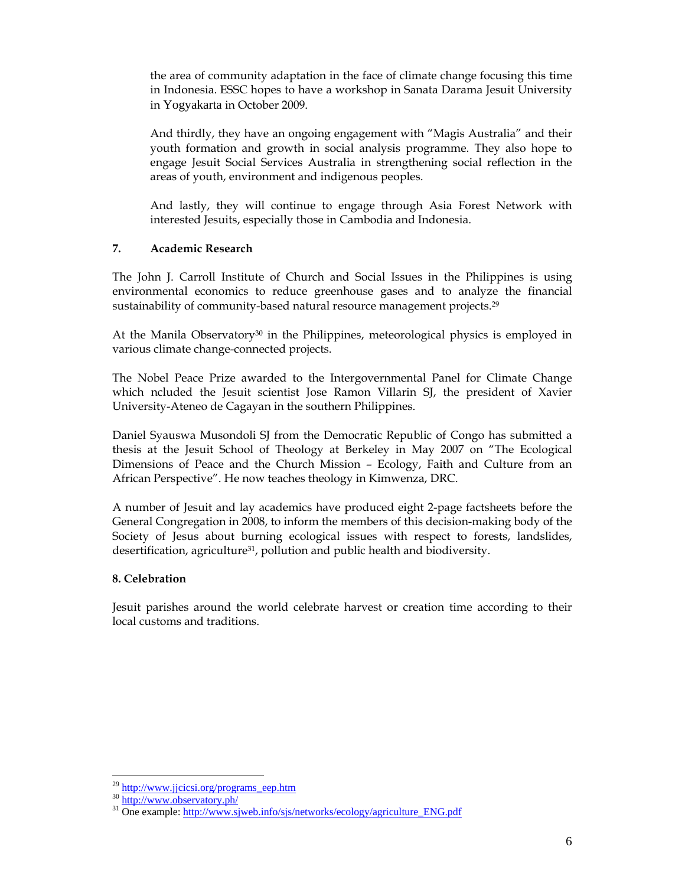the area of community adaptation in the face of climate change focusing this time in Indonesia. ESSC hopes to have a workshop in Sanata Darama Jesuit University in Yogyakarta in October 2009.

And thirdly, they have an ongoing engagement with "Magis Australia" and their youth formation and growth in social analysis programme. They also hope to engage Jesuit Social Services Australia in strengthening social reflection in the areas of youth, environment and indigenous peoples.

And lastly, they will continue to engage through Asia Forest Network with interested Jesuits, especially those in Cambodia and Indonesia.

## 7. Academic Research

The John J. Carroll Institute of Church and Social Issues in the Philippines is using environmental economics to reduce greenhouse gases and to analyze the financial sustainability of community-based natural resource management projects.[29]

At the Manila Observatory[30] in the Philippines, meteorological physics is employed in various climate change-connected projects.

The Nobel Peace Prize awarded to the Intergovernmental Panel for Climate Change which ncluded the Jesuit scientist Jose Ramon Villarin SJ, the president of Xavier University-Ateneo de Cagayan in the southern Philippines.

Daniel Syauswa Musondoli SJ from the Democratic Republic of Congo has submitted a thesis at the Jesuit School of Theology at Berkeley in May 2007 on "The Ecological Dimensions of Peace and the Church Mission – Ecology, Faith and Culture from an African Perspective". He now teaches theology in Kimwenza, DRC.

A number of Jesuit and lay academics have produced eight 2-page factsheets before the General Congregation in 2008, to inform the members of this decision-making body of the Society of Jesus about burning ecological issues with respect to forests, landslides, desertification, agriculture[31], pollution and public health and biodiversity.

## 8. Celebration

Jesuit parishes around the world celebrate harvest or creation time according to their local customs and traditions.

---

[29] http://www.jjcicsi.org/programs_eep.htm

[30] http://www.observatory.ph/

[31] One example: http://www.sjweb.info/sjs/networks/ecology/agriculture_ENG.pdf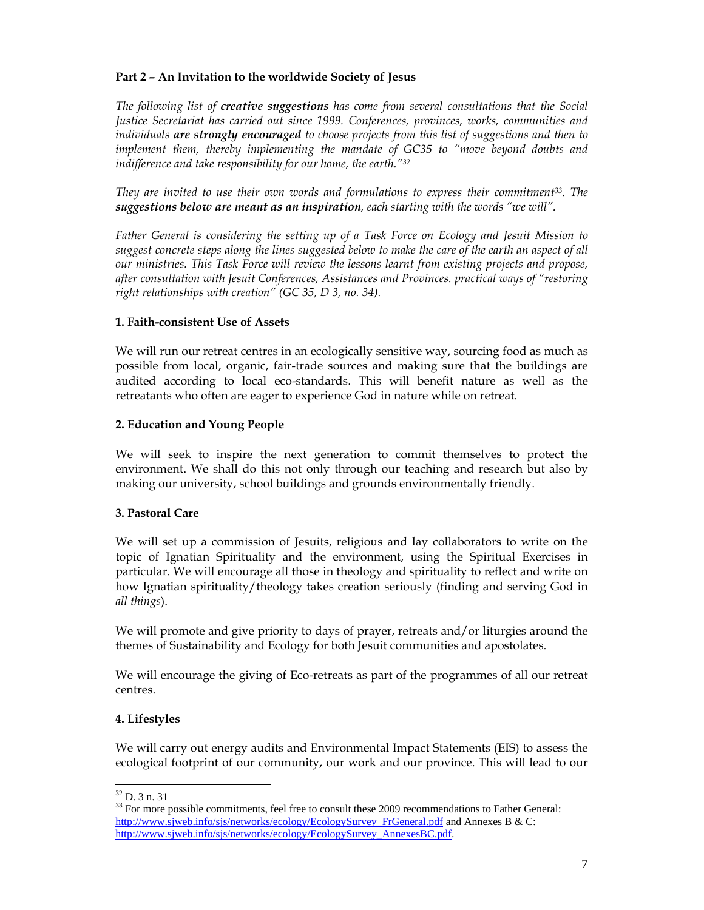## Part 2 – An Invitation to the worldwide Society of Jesus

*The following list of **creative suggestions** has come from several consultations that the Social Justice Secretariat has carried out since 1999. Conferences, provinces, works, communities and individuals **are strongly encouraged** to choose projects from this list of suggestions and then to implement them, thereby implementing the mandate of GC35 to "move beyond doubts and indifference and take responsibility for our home, the earth."*[32]

*They are invited to use their own words and formulations to express their commitment*[33]*. The **suggestions below are meant as an inspiration**, each starting with the words "we will".*

*Father General is considering the setting up of a Task Force on Ecology and Jesuit Mission to suggest concrete steps along the lines suggested below to make the care of the earth an aspect of all our ministries. This Task Force will review the lessons learnt from existing projects and propose, after consultation with Jesuit Conferences, Assistances and Provinces. practical ways of "restoring right relationships with creation" (GC 35, D 3, no. 34).*

### 1. Faith-consistent Use of Assets

We will run our retreat centres in an ecologically sensitive way, sourcing food as much as possible from local, organic, fair-trade sources and making sure that the buildings are audited according to local eco-standards. This will benefit nature as well as the retreatants who often are eager to experience God in nature while on retreat.

### 2. Education and Young People

We will seek to inspire the next generation to commit themselves to protect the environment. We shall do this not only through our teaching and research but also by making our university, school buildings and grounds environmentally friendly.

### 3. Pastoral Care

We will set up a commission of Jesuits, religious and lay collaborators to write on the topic of Ignatian Spirituality and the environment, using the Spiritual Exercises in particular. We will encourage all those in theology and spirituality to reflect and write on how Ignatian spirituality/theology takes creation seriously (finding and serving God in *all things*).

We will promote and give priority to days of prayer, retreats and/or liturgies around the themes of Sustainability and Ecology for both Jesuit communities and apostolates.

We will encourage the giving of Eco-retreats as part of the programmes of all our retreat centres.

### 4. Lifestyles

We will carry out energy audits and Environmental Impact Statements (EIS) to assess the ecological footprint of our community, our work and our province. This will lead to our

---

[32] D. 3 n. 31

[33] For more possible commitments, feel free to consult these 2009 recommendations to Father General: http://www.sjweb.info/sjs/networks/ecology/EcologySurvey_FrGeneral.pdf and Annexes B & C: http://www.sjweb.info/sjs/networks/ecology/EcologySurvey_AnnexesBC.pdf.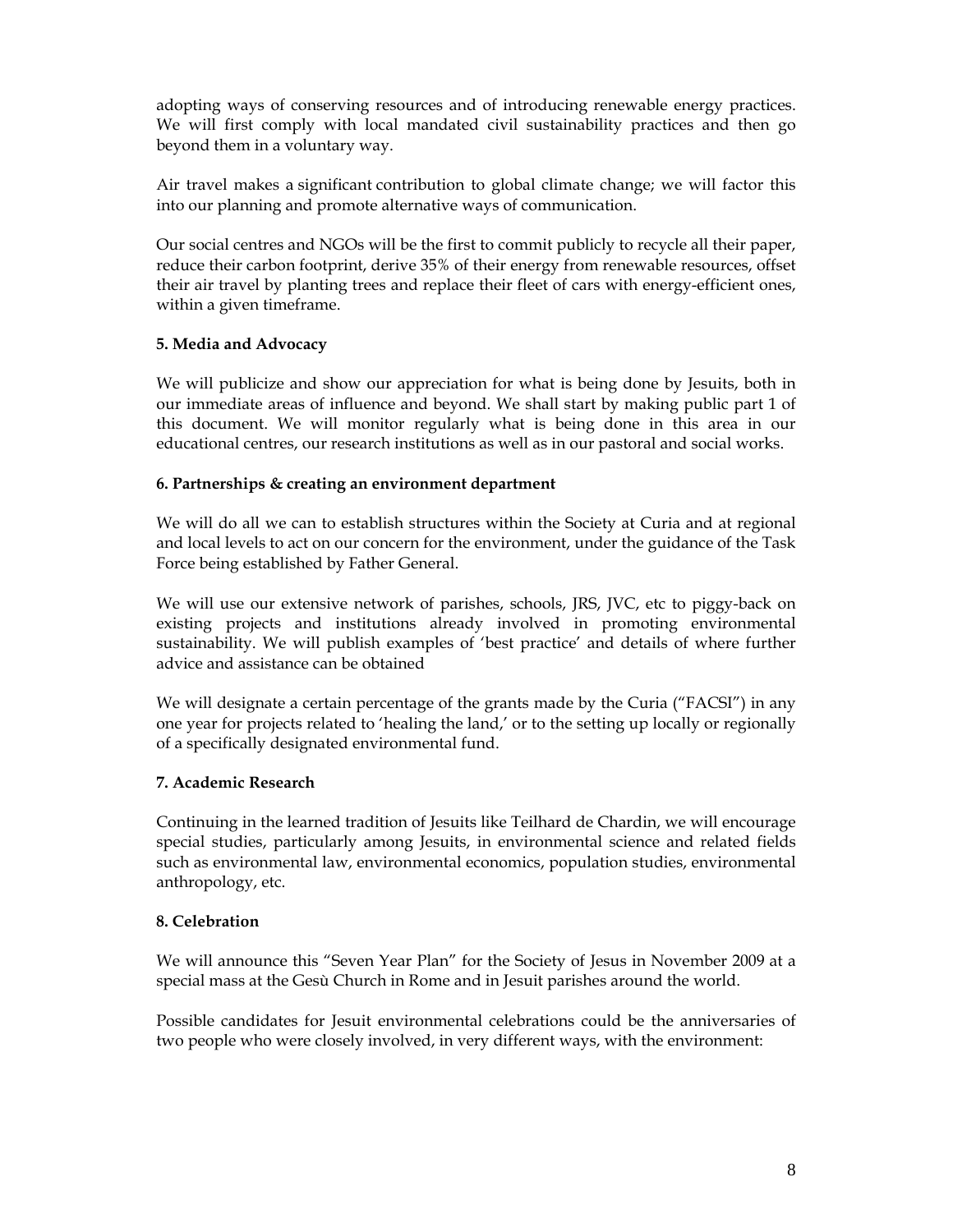adopting ways of conserving resources and of introducing renewable energy practices. We will first comply with local mandated civil sustainability practices and then go beyond them in a voluntary way.

Air travel makes a significant contribution to global climate change; we will factor this into our planning and promote alternative ways of communication.

Our social centres and NGOs will be the first to commit publicly to recycle all their paper, reduce their carbon footprint, derive 35% of their energy from renewable resources, offset their air travel by planting trees and replace their fleet of cars with energy-efficient ones, within a given timeframe.

**5. Media and Advocacy**

We will publicize and show our appreciation for what is being done by Jesuits, both in our immediate areas of influence and beyond. We shall start by making public part 1 of this document. We will monitor regularly what is being done in this area in our educational centres, our research institutions as well as in our pastoral and social works.

**6. Partnerships & creating an environment department**

We will do all we can to establish structures within the Society at Curia and at regional and local levels to act on our concern for the environment, under the guidance of the Task Force being established by Father General.

We will use our extensive network of parishes, schools, JRS, JVC, etc to piggy-back on existing projects and institutions already involved in promoting environmental sustainability. We will publish examples of 'best practice' and details of where further advice and assistance can be obtained

We will designate a certain percentage of the grants made by the Curia ("FACSI") in any one year for projects related to 'healing the land,' or to the setting up locally or regionally of a specifically designated environmental fund.

**7. Academic Research**

Continuing in the learned tradition of Jesuits like Teilhard de Chardin, we will encourage special studies, particularly among Jesuits, in environmental science and related fields such as environmental law, environmental economics, population studies, environmental anthropology, etc.

**8. Celebration**

We will announce this "Seven Year Plan" for the Society of Jesus in November 2009 at a special mass at the Gesù Church in Rome and in Jesuit parishes around the world.

Possible candidates for Jesuit environmental celebrations could be the anniversaries of two people who were closely involved, in very different ways, with the environment: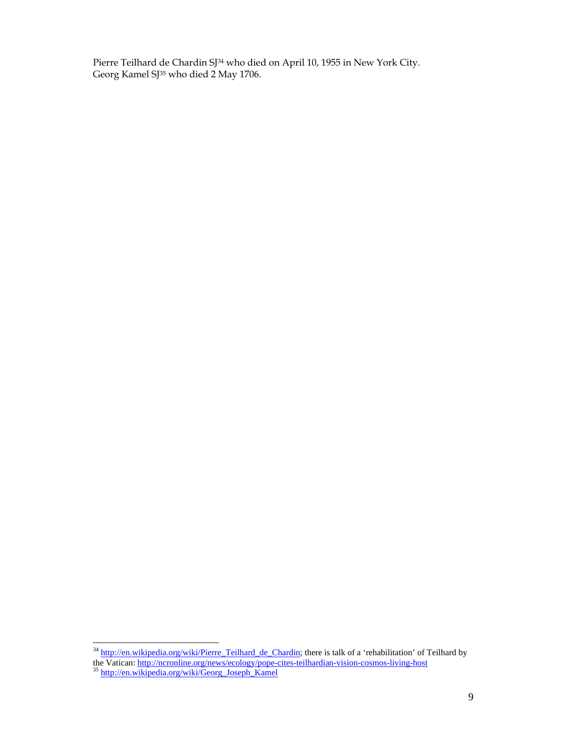Pierre Teilhard de Chardin SJ[34] who died on April 10, 1955 in New York City.
Georg Kamel SJ[35] who died 2 May 1706.

---

[34] http://en.wikipedia.org/wiki/Pierre_Teilhard_de_Chardin; there is talk of a 'rehabilitation' of Teilhard by the Vatican: http://ncronline.org/news/ecology/pope-cites-teilhardian-vision-cosmos-living-host

[35] http://en.wikipedia.org/wiki/Georg_Joseph_Kamel